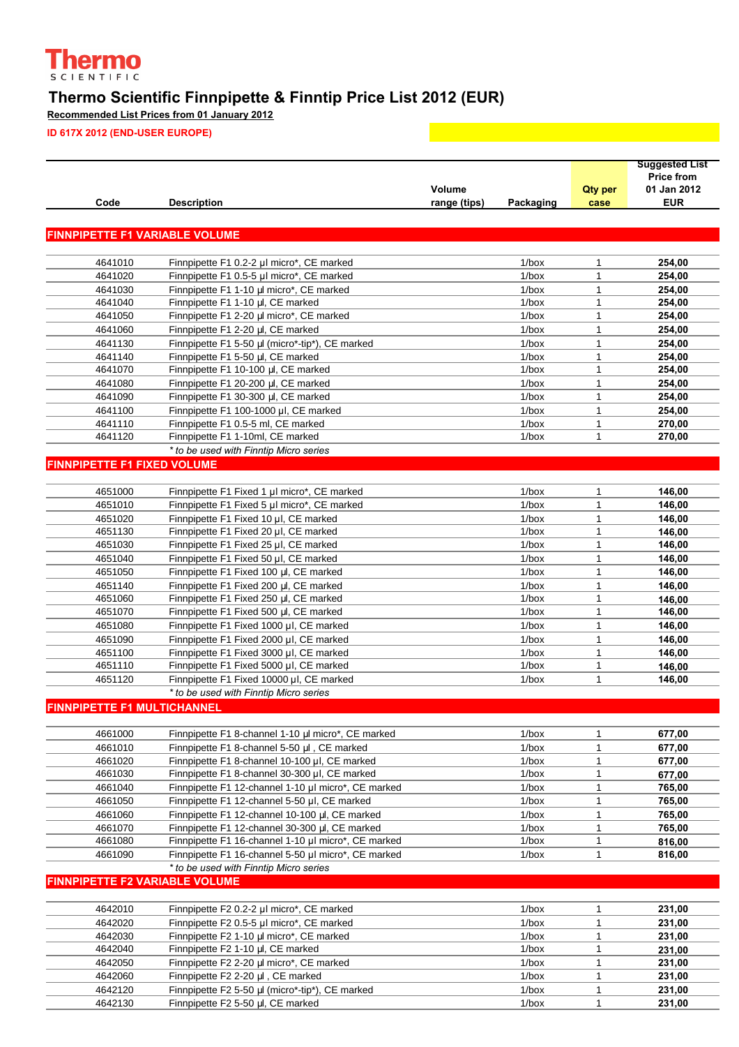Thermo SCIENTIFIC

# Thermo Scientific Finnpipette & Finntip Price List 2012 (EUR)

**Recommended List Prices from 01 January 2012**

**ID 617X 2012 (END-USER EUROPE)**

| Code | Description | Volume range (tips) | Packaging | Qty per case | Suggested List Price from 01 Jan 2012 EUR |
|---|---|---|---|---|---|
| **FINNPIPETTE F1 VARIABLE VOLUME** | | | | | |
| 4641010 | Finnpipette F1 0.2-2 µl micro*, CE marked | | 1/box | 1 | **254,00** |
| 4641020 | Finnpipette F1 0.5-5 µl micro*, CE marked | | 1/box | 1 | **254,00** |
| 4641030 | Finnpipette F1 1-10 µl micro*, CE marked | | 1/box | 1 | **254,00** |
| 4641040 | Finnpipette F1 1-10 µl, CE marked | | 1/box | 1 | **254,00** |
| 4641050 | Finnpipette F1 2-20 µl micro*, CE marked | | 1/box | 1 | **254,00** |
| 4641060 | Finnpipette F1 2-20 µl, CE marked | | 1/box | 1 | **254,00** |
| 4641130 | Finnpipette F1 5-50 µl (micro*-tip*), CE marked | | 1/box | 1 | **254,00** |
| 4641140 | Finnpipette F1 5-50 µl, CE marked | | 1/box | 1 | **254,00** |
| 4641070 | Finnpipette F1 10-100 µl, CE marked | | 1/box | 1 | **254,00** |
| 4641080 | Finnpipette F1 20-200 µl, CE marked | | 1/box | 1 | **254,00** |
| 4641090 | Finnpipette F1 30-300 µl, CE marked | | 1/box | 1 | **254,00** |
| 4641100 | Finnpipette F1 100-1000 µl, CE marked | | 1/box | 1 | **254,00** |
| 4641110 | Finnpipette F1 0.5-5 ml, CE marked | | 1/box | 1 | **270,00** |
| 4641120 | Finnpipette F1 1-10ml, CE marked | | 1/box | 1 | **270,00** |
| | *\* to be used with Finntip Micro series* | | | | |
| **FINNPIPETTE F1 FIXED VOLUME** | | | | | |
| 4651000 | Finnpipette F1 Fixed 1 µl micro*, CE marked | | 1/box | 1 | **146,00** |
| 4651010 | Finnpipette F1 Fixed 5 µl micro*, CE marked | | 1/box | 1 | **146,00** |
| 4651020 | Finnpipette F1 Fixed 10 µl, CE marked | | 1/box | 1 | **146,00** |
| 4651130 | Finnpipette F1 Fixed 20 µl, CE marked | | 1/box | 1 | **146,00** |
| 4651030 | Finnpipette F1 Fixed 25 µl, CE marked | | 1/box | 1 | **146,00** |
| 4651040 | Finnpipette F1 Fixed 50 µl, CE marked | | 1/box | 1 | **146,00** |
| 4651050 | Finnpipette F1 Fixed 100 µl, CE marked | | 1/box | 1 | **146,00** |
| 4651140 | Finnpipette F1 Fixed 200 µl, CE marked | | 1/box | 1 | **146,00** |
| 4651060 | Finnpipette F1 Fixed 250 µl, CE marked | | 1/box | 1 | **146,00** |
| 4651070 | Finnpipette F1 Fixed 500 µl, CE marked | | 1/box | 1 | **146,00** |
| 4651080 | Finnpipette F1 Fixed 1000 µl, CE marked | | 1/box | 1 | **146,00** |
| 4651090 | Finnpipette F1 Fixed 2000 µl, CE marked | | 1/box | 1 | **146,00** |
| 4651100 | Finnpipette F1 Fixed 3000 µl, CE marked | | 1/box | 1 | **146,00** |
| 4651110 | Finnpipette F1 Fixed 5000 µl, CE marked | | 1/box | 1 | **146,00** |
| 4651120 | Finnpipette F1 Fixed 10000 µl, CE marked | | 1/box | 1 | **146,00** |
| | *\* to be used with Finntip Micro series* | | | | |
| **FINNPIPETTE F1 MULTICHANNEL** | | | | | |
| 4661000 | Finnpipette F1 8-channel 1-10 µl micro*, CE marked | | 1/box | 1 | **677,00** |
| 4661010 | Finnpipette F1 8-channel 5-50 µl , CE marked | | 1/box | 1 | **677,00** |
| 4661020 | Finnpipette F1 8-channel 10-100 µl, CE marked | | 1/box | 1 | **677,00** |
| 4661030 | Finnpipette F1 8-channel 30-300 µl, CE marked | | 1/box | 1 | **677,00** |
| 4661040 | Finnpipette F1 12-channel 1-10 µl micro*, CE marked | | 1/box | 1 | **765,00** |
| 4661050 | Finnpipette F1 12-channel 5-50 µl, CE marked | | 1/box | 1 | **765,00** |
| 4661060 | Finnpipette F1 12-channel 10-100 µl, CE marked | | 1/box | 1 | **765,00** |
| 4661070 | Finnpipette F1 12-channel 30-300 µl, CE marked | | 1/box | 1 | **765,00** |
| 4661080 | Finnpipette F1 16-channel 1-10 µl micro*, CE marked | | 1/box | 1 | **816,00** |
| 4661090 | Finnpipette F1 16-channel 5-50 µl micro*, CE marked | | 1/box | 1 | **816,00** |
| | *\* to be used with Finntip Micro series* | | | | |
| **FINNPIPETTE F2 VARIABLE VOLUME** | | | | | |
| 4642010 | Finnpipette F2 0.2-2 µl micro*, CE marked | | 1/box | 1 | **231,00** |
| 4642020 | Finnpipette F2 0.5-5 µl micro*, CE marked | | 1/box | 1 | **231,00** |
| 4642030 | Finnpipette F2 1-10 µl micro*, CE marked | | 1/box | 1 | **231,00** |
| 4642040 | Finnpipette F2 1-10 µl, CE marked | | 1/box | 1 | **231,00** |
| 4642050 | Finnpipette F2 2-20 µl micro*, CE marked | | 1/box | 1 | **231,00** |
| 4642060 | Finnpipette F2 2-20 µl , CE marked | | 1/box | 1 | **231,00** |
| 4642120 | Finnpipette F2 5-50 µl (micro*-tip*), CE marked | | 1/box | 1 | **231,00** |
| 4642130 | Finnpipette F2 5-50 µl, CE marked | | 1/box | 1 | **231,00** |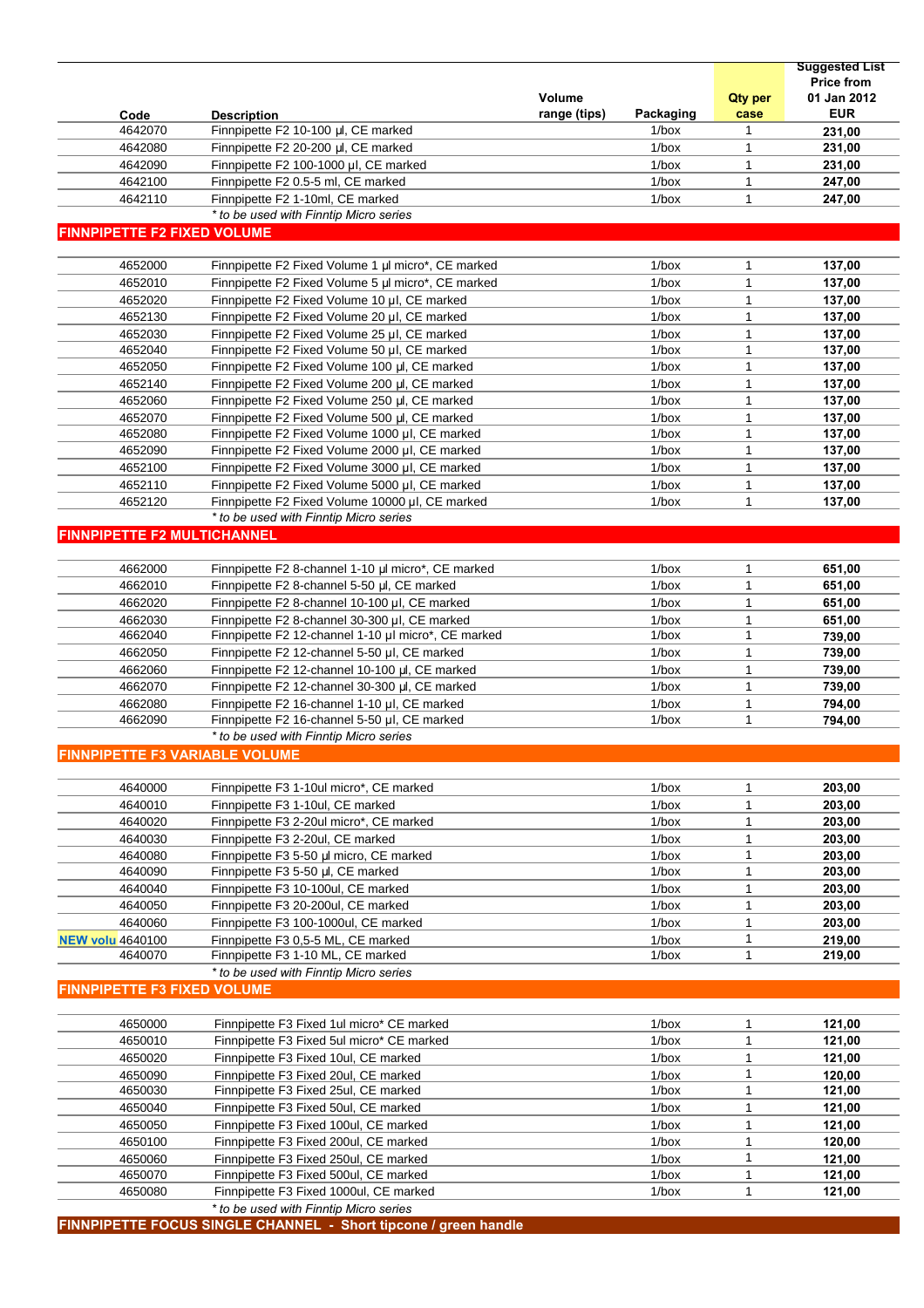| Code | Description | Volume range (tips) | Packaging | Qty per case | Suggested List Price from 01 Jan 2012 EUR |
|---|---|---|---|---|---|
| 4642070 | Finnpipette F2 10-100 µl, CE marked | | 1/box | 1 | **231,00** |
| 4642080 | Finnpipette F2 20-200 µl, CE marked | | 1/box | 1 | **231,00** |
| 4642090 | Finnpipette F2 100-1000 µl, CE marked | | 1/box | 1 | **231,00** |
| 4642100 | Finnpipette F2 0.5-5 ml, CE marked | | 1/box | 1 | **247,00** |
| 4642110 | Finnpipette F2 1-10ml, CE marked | | 1/box | 1 | **247,00** |
| | *\* to be used with Finntip Micro series* | | | | |

## FINNPIPETTE F2 FIXED VOLUME

| Code | Description | Volume range (tips) | Packaging | Qty per case | Suggested List Price from 01 Jan 2012 EUR |
|---|---|---|---|---|---|
| 4652000 | Finnpipette F2 Fixed Volume 1 µl micro*, CE marked | | 1/box | 1 | **137,00** |
| 4652010 | Finnpipette F2 Fixed Volume 5 µl micro*, CE marked | | 1/box | 1 | **137,00** |
| 4652020 | Finnpipette F2 Fixed Volume 10 µl, CE marked | | 1/box | 1 | **137,00** |
| 4652130 | Finnpipette F2 Fixed Volume 20 µl, CE marked | | 1/box | 1 | **137,00** |
| 4652030 | Finnpipette F2 Fixed Volume 25 µl, CE marked | | 1/box | 1 | **137,00** |
| 4652040 | Finnpipette F2 Fixed Volume 50 µl, CE marked | | 1/box | 1 | **137,00** |
| 4652050 | Finnpipette F2 Fixed Volume 100 µl, CE marked | | 1/box | 1 | **137,00** |
| 4652140 | Finnpipette F2 Fixed Volume 200 µl, CE marked | | 1/box | 1 | **137,00** |
| 4652060 | Finnpipette F2 Fixed Volume 250 µl, CE marked | | 1/box | 1 | **137,00** |
| 4652070 | Finnpipette F2 Fixed Volume 500 µl, CE marked | | 1/box | 1 | **137,00** |
| 4652080 | Finnpipette F2 Fixed Volume 1000 µl, CE marked | | 1/box | 1 | **137,00** |
| 4652090 | Finnpipette F2 Fixed Volume 2000 µl, CE marked | | 1/box | 1 | **137,00** |
| 4652100 | Finnpipette F2 Fixed Volume 3000 µl, CE marked | | 1/box | 1 | **137,00** |
| 4652110 | Finnpipette F2 Fixed Volume 5000 µl, CE marked | | 1/box | 1 | **137,00** |
| 4652120 | Finnpipette F2 Fixed Volume 10000 µl, CE marked | | 1/box | 1 | **137,00** |
| | *\* to be used with Finntip Micro series* | | | | |

## FINNPIPETTE F2 MULTICHANNEL

| Code | Description | Volume range (tips) | Packaging | Qty per case | Suggested List Price from 01 Jan 2012 EUR |
|---|---|---|---|---|---|
| 4662000 | Finnpipette F2 8-channel 1-10 µl micro*, CE marked | | 1/box | 1 | **651,00** |
| 4662010 | Finnpipette F2 8-channel 5-50 µl, CE marked | | 1/box | 1 | **651,00** |
| 4662020 | Finnpipette F2 8-channel 10-100 µl, CE marked | | 1/box | 1 | **651,00** |
| 4662030 | Finnpipette F2 8-channel 30-300 µl, CE marked | | 1/box | 1 | **651,00** |
| 4662040 | Finnpipette F2 12-channel 1-10 µl micro*, CE marked | | 1/box | 1 | **739,00** |
| 4662050 | Finnpipette F2 12-channel 5-50 µl, CE marked | | 1/box | 1 | **739,00** |
| 4662060 | Finnpipette F2 12-channel 10-100 µl, CE marked | | 1/box | 1 | **739,00** |
| 4662070 | Finnpipette F2 12-channel 30-300 µl, CE marked | | 1/box | 1 | **739,00** |
| 4662080 | Finnpipette F2 16-channel 1-10 µl, CE marked | | 1/box | 1 | **794,00** |
| 4662090 | Finnpipette F2 16-channel 5-50 µl, CE marked | | 1/box | 1 | **794,00** |
| | *\* to be used with Finntip Micro series* | | | | |

## FINNPIPETTE F3 VARIABLE VOLUME

| Code | Description | Volume range (tips) | Packaging | Qty per case | Suggested List Price from 01 Jan 2012 EUR |
|---|---|---|---|---|---|
| 4640000 | Finnpipette F3 1-10ul micro*, CE marked | | 1/box | 1 | **203,00** |
| 4640010 | Finnpipette F3 1-10ul, CE marked | | 1/box | 1 | **203,00** |
| 4640020 | Finnpipette F3 2-20ul micro*, CE marked | | 1/box | 1 | **203,00** |
| 4640030 | Finnpipette F3 2-20ul, CE marked | | 1/box | 1 | **203,00** |
| 4640080 | Finnpipette F3 5-50 µl micro, CE marked | | 1/box | 1 | **203,00** |
| 4640090 | Finnpipette F3 5-50 µl, CE marked | | 1/box | 1 | **203,00** |
| 4640040 | Finnpipette F3 10-100ul, CE marked | | 1/box | 1 | **203,00** |
| 4640050 | Finnpipette F3 20-200ul, CE marked | | 1/box | 1 | **203,00** |
| 4640060 | Finnpipette F3 100-1000ul, CE marked | | 1/box | 1 | **203,00** |
| **NEW volu** 4640100 | Finnpipette F3 0,5-5 ML, CE marked | | 1/box | 1 | **219,00** |
| 4640070 | Finnpipette F3 1-10 ML, CE marked | | 1/box | 1 | **219,00** |
| | *\* to be used with Finntip Micro series* | | | | |

## FINNPIPETTE F3 FIXED VOLUME

| Code | Description | Volume range (tips) | Packaging | Qty per case | Suggested List Price from 01 Jan 2012 EUR |
|---|---|---|---|---|---|
| 4650000 | Finnpipette F3 Fixed 1ul micro* CE marked | | 1/box | 1 | **121,00** |
| 4650010 | Finnpipette F3 Fixed 5ul micro* CE marked | | 1/box | 1 | **121,00** |
| 4650020 | Finnpipette F3 Fixed 10ul, CE marked | | 1/box | 1 | **121,00** |
| 4650090 | Finnpipette F3 Fixed 20ul, CE marked | | 1/box | 1 | **120,00** |
| 4650030 | Finnpipette F3 Fixed 25ul, CE marked | | 1/box | 1 | **121,00** |
| 4650040 | Finnpipette F3 Fixed 50ul, CE marked | | 1/box | 1 | **121,00** |
| 4650050 | Finnpipette F3 Fixed 100ul, CE marked | | 1/box | 1 | **121,00** |
| 4650100 | Finnpipette F3 Fixed 200ul, CE marked | | 1/box | 1 | **120,00** |
| 4650060 | Finnpipette F3 Fixed 250ul, CE marked | | 1/box | 1 | **121,00** |
| 4650070 | Finnpipette F3 Fixed 500ul, CE marked | | 1/box | 1 | **121,00** |
| 4650080 | Finnpipette F3 Fixed 1000ul, CE marked | | 1/box | 1 | **121,00** |
| | *\* to be used with Finntip Micro series* | | | | |

## FINNPIPETTE FOCUS SINGLE CHANNEL - Short tipcone / green handle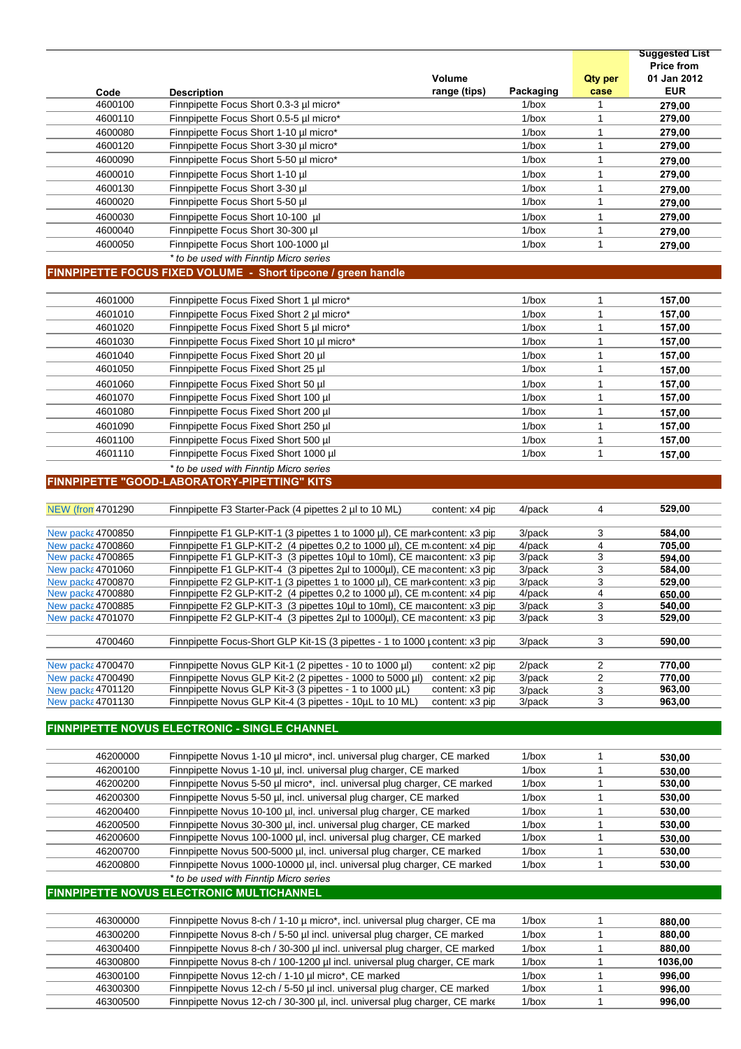| | Code | Description | Volume range (tips) | Packaging | Qty per case | Suggested List Price from 01 Jan 2012 EUR |
|---|---|---|---|---|---|---|
| | 4600100 | Finnpipette Focus Short 0.3-3 µl micro* | | 1/box | 1 | **279,00** |
| | 4600110 | Finnpipette Focus Short 0.5-5 µl micro* | | 1/box | 1 | **279,00** |
| | 4600080 | Finnpipette Focus Short 1-10 µl micro* | | 1/box | 1 | **279,00** |
| | 4600120 | Finnpipette Focus Short 3-30 µl micro* | | 1/box | 1 | **279,00** |
| | 4600090 | Finnpipette Focus Short 5-50 µl micro* | | 1/box | 1 | **279,00** |
| | 4600010 | Finnpipette Focus Short 1-10 µl | | 1/box | 1 | **279,00** |
| | 4600130 | Finnpipette Focus Short 3-30 µl | | 1/box | 1 | **279,00** |
| | 4600020 | Finnpipette Focus Short 5-50 µl | | 1/box | 1 | **279,00** |
| | 4600030 | Finnpipette Focus Short 10-100 µl | | 1/box | 1 | **279,00** |
| | 4600040 | Finnpipette Focus Short 30-300 µl | | 1/box | 1 | **279,00** |
| | 4600050 | Finnpipette Focus Short 100-1000 µl | | 1/box | 1 | **279,00** |
| | | *\* to be used with Finntip Micro series* | | | | |
| **FINNPIPETTE FOCUS FIXED VOLUME - Short tipcone / green handle** | | | | | | |
| | 4601000 | Finnpipette Focus Fixed Short 1 µl micro* | | 1/box | 1 | **157,00** |
| | 4601010 | Finnpipette Focus Fixed Short 2 µl micro* | | 1/box | 1 | **157,00** |
| | 4601020 | Finnpipette Focus Fixed Short 5 µl micro* | | 1/box | 1 | **157,00** |
| | 4601030 | Finnpipette Focus Fixed Short 10 µl micro* | | 1/box | 1 | **157,00** |
| | 4601040 | Finnpipette Focus Fixed Short 20 µl | | 1/box | 1 | **157,00** |
| | 4601050 | Finnpipette Focus Fixed Short 25 µl | | 1/box | 1 | **157,00** |
| | 4601060 | Finnpipette Focus Fixed Short 50 µl | | 1/box | 1 | **157,00** |
| | 4601070 | Finnpipette Focus Fixed Short 100 µl | | 1/box | 1 | **157,00** |
| | 4601080 | Finnpipette Focus Fixed Short 200 µl | | 1/box | 1 | **157,00** |
| | 4601090 | Finnpipette Focus Fixed Short 250 µl | | 1/box | 1 | **157,00** |
| | 4601100 | Finnpipette Focus Fixed Short 500 µl | | 1/box | 1 | **157,00** |
| | 4601110 | Finnpipette Focus Fixed Short 1000 µl | | 1/box | 1 | **157,00** |
| | | *\* to be used with Finntip Micro series* | | | | |
| **FINNPIPETTE "GOOD-LABORATORY-PIPETTING" KITS** | | | | | | |
| NEW (from | 4701290 | Finnpipette F3 Starter-Pack (4 pipettes 2 µl to 10 ML) | content: x4 pip | 4/pack | 4 | **529,00** |
| New packa | 4700850 | Finnpipette F1 GLP-KIT-1 (3 pipettes 1 to 1000 µl), CE mark | content: x3 pip | 3/pack | 3 | **584,00** |
| New packa | 4700860 | Finnpipette F1 GLP-KIT-2 (4 pipettes 0,2 to 1000 µl), CE m | content: x4 pip | 4/pack | 4 | **705,00** |
| New packa | 4700865 | Finnpipette F1 GLP-KIT-3 (3 pipettes 10µl to 10ml), CE ma | content: x3 pip | 3/pack | 3 | **594,00** |
| New packa | 4701060 | Finnpipette F1 GLP-KIT-4 (3 pipettes 2µl to 1000µl), CE ma | content: x3 pip | 3/pack | 3 | **584,00** |
| New packa | 4700870 | Finnpipette F2 GLP-KIT-1 (3 pipettes 1 to 1000 µl), CE mark | content: x3 pip | 3/pack | 3 | **529,00** |
| New packa | 4700880 | Finnpipette F2 GLP-KIT-2 (4 pipettes 0,2 to 1000 µl), CE m | content: x4 pip | 4/pack | 4 | **650,00** |
| New packa | 4700885 | Finnpipette F2 GLP-KIT-3 (3 pipettes 10µl to 10ml), CE ma | content: x3 pip | 3/pack | 3 | **540,00** |
| New packa | 4701070 | Finnpipette F2 GLP-KIT-4 (3 pipettes 2µl to 1000µl), CE ma | content: x3 pip | 3/pack | 3 | **529,00** |
| | 4700460 | Finnpipette Focus-Short GLP Kit-1S (3 pipettes - 1 to 1000 | content: x3 pip | 3/pack | 3 | **590,00** |
| New packa | 4700470 | Finnpipette Novus GLP Kit-1 (2 pipettes - 10 to 1000 µl) | content: x2 pip | 2/pack | 2 | **770,00** |
| New packa | 4700490 | Finnpipette Novus GLP Kit-2 (2 pipettes - 1000 to 5000 µl) | content: x2 pip | 3/pack | 2 | **770,00** |
| New packa | 4701120 | Finnpipette Novus GLP Kit-3 (3 pipettes - 1 to 1000 µL) | content: x3 pip | 3/pack | 3 | **963,00** |
| New packa | 4701130 | Finnpipette Novus GLP Kit-4 (3 pipettes - 10µL to 10 ML) | content: x3 pip | 3/pack | 3 | **963,00** |
| **FINNPIPETTE NOVUS ELECTRONIC - SINGLE CHANNEL** | | | | | | |
| | 46200000 | Finnpipette Novus 1-10 µl micro*, incl. universal plug charger, CE marked | | 1/box | 1 | **530,00** |
| | 46200100 | Finnpipette Novus 1-10 µl, incl. universal plug charger, CE marked | | 1/box | 1 | **530,00** |
| | 46200200 | Finnpipette Novus 5-50 µl micro*, incl. universal plug charger, CE marked | | 1/box | 1 | **530,00** |
| | 46200300 | Finnpipette Novus 5-50 µl, incl. universal plug charger, CE marked | | 1/box | 1 | **530,00** |
| | 46200400 | Finnpipette Novus 10-100 µl, incl. universal plug charger, CE marked | | 1/box | 1 | **530,00** |
| | 46200500 | Finnpipette Novus 30-300 µl, incl. universal plug charger, CE marked | | 1/box | 1 | **530,00** |
| | 46200600 | Finnpipette Novus 100-1000 µl, incl. universal plug charger, CE marked | | 1/box | 1 | **530,00** |
| | 46200700 | Finnpipette Novus 500-5000 µl, incl. universal plug charger, CE marked | | 1/box | 1 | **530,00** |
| | 46200800 | Finnpipette Novus 1000-10000 µl, incl. universal plug charger, CE marked | | 1/box | 1 | **530,00** |
| | | *\* to be used with Finntip Micro series* | | | | |
| **FINNPIPETTE NOVUS ELECTRONIC MULTICHANNEL** | | | | | | |
| | 46300000 | Finnpipette Novus 8-ch / 1-10 µ micro*, incl. universal plug charger, CE ma | | 1/box | 1 | **880,00** |
| | 46300200 | Finnpipette Novus 8-ch / 5-50 µl incl. universal plug charger, CE marked | | 1/box | 1 | **880,00** |
| | 46300400 | Finnpipette Novus 8-ch / 30-300 µl incl. universal plug charger, CE marked | | 1/box | 1 | **880,00** |
| | 46300800 | Finnpipette Novus 8-ch / 100-1200 µl incl. universal plug charger, CE mark | | 1/box | 1 | **1036,00** |
| | 46300100 | Finnpipette Novus 12-ch / 1-10 µl micro*, CE marked | | 1/box | 1 | **996,00** |
| | 46300300 | Finnpipette Novus 12-ch / 5-50 µl incl. universal plug charger, CE marked | | 1/box | 1 | **996,00** |
| | 46300500 | Finnpipette Novus 12-ch / 30-300 µl, incl. universal plug charger, CE marke | | 1/box | 1 | **996,00** |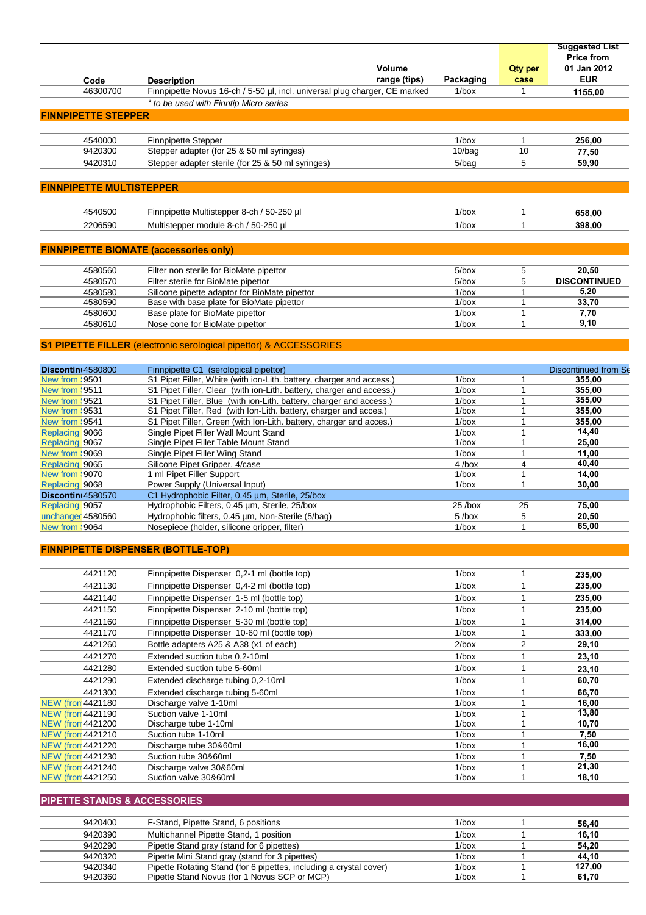| | Code | Description | Volume range (tips) | Packaging | Qty per case | Suggested List Price from 01 Jan 2012 EUR |
|---|---|---|---|---|---|---|
| | 46300700 | Finnpipette Novus 16-ch / 5-50 µl, incl. universal plug charger, CE marked | | 1/box | 1 | 1155,00 |
| | | *\* to be used with Finntip Micro series* | | | | |

## FINNPIPETTE STEPPER

| | Code | Description | Volume range (tips) | Packaging | Qty per case | EUR |
|---|---|---|---|---|---|---|
| | 4540000 | Finnpipette Stepper | | 1/box | 1 | 256,00 |
| | 9420300 | Stepper adapter (for 25 & 50 ml syringes) | | 10/bag | 10 | 77,50 |
| | 9420310 | Stepper adapter sterile (for 25 & 50 ml syringes) | | 5/bag | 5 | 59,90 |

## FINNPIPETTE MULTISTEPPER

| | Code | Description | Volume range (tips) | Packaging | Qty per case | EUR |
|---|---|---|---|---|---|---|
| | 4540500 | Finnpipette Multistepper 8-ch / 50-250 µl | | 1/box | 1 | 658,00 |
| | 2206590 | Multistepper module 8-ch / 50-250 µl | | 1/box | 1 | 398,00 |

## FINNPIPETTE BIOMATE (accessories only)

| | Code | Description | Volume range (tips) | Packaging | Qty per case | EUR |
|---|---|---|---|---|---|---|
| | 4580560 | Filter non sterile for BioMate pipettor | | 5/box | 5 | 20,50 |
| | 4580570 | Filter sterile for BioMate pipettor | | 5/box | 5 | DISCONTINUED |
| | 4580580 | Silicone pipette adaptor for BioMate pipettor | | 1/box | 1 | 5,20 |
| | 4580590 | Base with base plate for BioMate pipettor | | 1/box | 1 | 33,70 |
| | 4580600 | Base plate for BioMate pipettor | | 1/box | 1 | 7,70 |
| | 4580610 | Nose cone for BioMate pipettor | | 1/box | 1 | 9,10 |

## S1 PIPETTE FILLER (electronic serological pipettor) & ACCESSORIES

| | Code | Description | Volume range (tips) | Packaging | Qty per case | EUR |
|---|---|---|---|---|---|---|
| Discontin | 4580800 | Finnpipette C1 (serological pipettor) | | | | Discontinued from Se |
| New from | 9501 | S1 Pipet Filler, White (with ion-Lith. battery, charger and access.) | | 1/box | 1 | 355,00 |
| New from | 9511 | S1 Pipet Filler, Clear (with ion-Lith. battery, charger and access.) | | 1/box | 1 | 355,00 |
| New from | 9521 | S1 Pipet Filler, Blue (with ion-Lith. battery, charger and access.) | | 1/box | 1 | 355,00 |
| New from | 9531 | S1 Pipet Filler, Red (with Ion-Lith. battery, charger and acces.) | | 1/box | 1 | 355,00 |
| New from | 9541 | S1 Pipet Filler, Green (with Ion-Lith. battery, charger and acces.) | | 1/box | 1 | 355,00 |
| Replacing | 9066 | Single Pipet Filler Wall Mount Stand | | 1/box | 1 | 14,40 |
| Replacing | 9067 | Single Pipet Filler Table Mount Stand | | 1/box | 1 | 25,00 |
| New from | 9069 | Single Pipet Filler Wing Stand | | 1/box | 1 | 11,00 |
| Replacing | 9065 | Silicone Pipet Gripper, 4/case | | 4 /box | 4 | 40,40 |
| New from | 9070 | 1 ml Pipet Filler Support | | 1/box | 1 | 14,00 |
| Replacing | 9068 | Power Supply (Universal Input) | | 1/box | 1 | 30,00 |
| Discontin | 4580570 | C1 Hydrophobic Filter, 0.45 µm, Sterile, 25/box | | | | |
| Replacing | 9057 | Hydrophobic Filters, 0.45 µm, Sterile, 25/box | | 25 /box | 25 | 75,00 |
| unchanged | 4580560 | Hydrophobic filters, 0.45 µm, Non-Sterile (5/bag) | | 5 /box | 5 | 20,50 |
| New from | 9064 | Nosepiece (holder, silicone gripper, filter) | | 1/box | 1 | 65,00 |

## FINNPIPETTE DISPENSER (BOTTLE-TOP)

| | Code | Description | Volume range (tips) | Packaging | Qty per case | EUR |
|---|---|---|---|---|---|---|
| | 4421120 | Finnpipette Dispenser 0,2-1 ml (bottle top) | | 1/box | 1 | 235,00 |
| | 4421130 | Finnpipette Dispenser 0,4-2 ml (bottle top) | | 1/box | 1 | 235,00 |
| | 4421140 | Finnpipette Dispenser 1-5 ml (bottle top) | | 1/box | 1 | 235,00 |
| | 4421150 | Finnpipette Dispenser 2-10 ml (bottle top) | | 1/box | 1 | 235,00 |
| | 4421160 | Finnpipette Dispenser 5-30 ml (bottle top) | | 1/box | 1 | 314,00 |
| | 4421170 | Finnpipette Dispenser 10-60 ml (bottle top) | | 1/box | 1 | 333,00 |
| | 4421260 | Bottle adapters A25 & A38 (x1 of each) | | 2/box | 2 | 29,10 |
| | 4421270 | Extended suction tube 0,2-10ml | | 1/box | 1 | 23,10 |
| | 4421280 | Extended suction tube 5-60ml | | 1/box | 1 | 23,10 |
| | 4421290 | Extended discharge tubing 0,2-10ml | | 1/box | 1 | 60,70 |
| | 4421300 | Extended discharge tubing 5-60ml | | 1/box | 1 | 66,70 |
| NEW (from | 4421180 | Discharge valve 1-10ml | | 1/box | 1 | 16,00 |
| NEW (from | 4421190 | Suction valve 1-10ml | | 1/box | 1 | 13,80 |
| NEW (from | 4421200 | Discharge tube 1-10ml | | 1/box | 1 | 10,70 |
| NEW (from | 4421210 | Suction tube 1-10ml | | 1/box | 1 | 7,50 |
| NEW (from | 4421220 | Discharge tube 30&60ml | | 1/box | 1 | 16,00 |
| NEW (from | 4421230 | Suction tube 30&60ml | | 1/box | 1 | 7,50 |
| NEW (from | 4421240 | Discharge valve 30&60ml | | 1/box | 1 | 21,30 |
| NEW (from | 4421250 | Suction valve 30&60ml | | 1/box | 1 | 18,10 |

## PIPETTE STANDS & ACCESSORIES

| | Code | Description | Volume range (tips) | Packaging | Qty per case | EUR |
|---|---|---|---|---|---|---|
| | 9420400 | F-Stand, Pipette Stand, 6 positions | | 1/box | 1 | 56,40 |
| | 9420390 | Multichannel Pipette Stand, 1 position | | 1/box | 1 | 16,10 |
| | 9420290 | Pipette Stand gray (stand for 6 pipettes) | | 1/box | 1 | 54,20 |
| | 9420320 | Pipette Mini Stand gray (stand for 3 pipettes) | | 1/box | 1 | 44,10 |
| | 9420340 | Pipette Rotating Stand (for 6 pipettes, including a crystal cover) | | 1/box | 1 | 127,00 |
| | 9420360 | Pipette Stand Novus (for 1 Novus SCP or MCP) | | 1/box | 1 | 61,70 |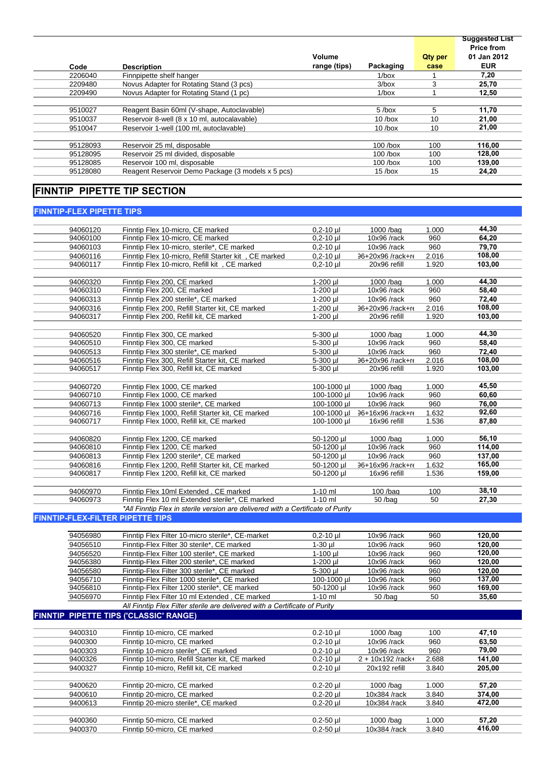| Code | Description | Volume range (tips) | Packaging | Qty per case | Suggested List Price from 01 Jan 2012 EUR |
|---|---|---|---|---|---|
| 2206040 | Finnpipette shelf hanger | | 1/box | 1 | **7,20** |
| 2209480 | Novus Adapter for Rotating Stand (3 pcs) | | 3/box | 3 | **25,70** |
| 2209490 | Novus Adapter for Rotating Stand (1 pc) | | 1/box | 1 | **12,50** |
| | | | | | |
| 9510027 | Reagent Basin 60ml (V-shape, Autoclavable) | | 5 /box | 5 | **11,70** |
| 9510037 | Reservoir 8-well (8 x 10 ml, autocalavable) | | 10 /box | 10 | **21,00** |
| 9510047 | Reservoir 1-well (100 ml, autoclavable) | | 10 /box | 10 | **21,00** |
| | | | | | |
| 95128093 | Reservoir 25 ml, disposable | | 100 /box | 100 | **116,00** |
| 95128095 | Reservoir 25 ml divided, disposable | | 100 /box | 100 | **128,00** |
| 95128085 | Reservoir 100 ml, disposable | | 100 /box | 100 | **139,00** |
| 95128080 | Reagent Reservoir Demo Package (3 models x 5 pcs) | | 15 /box | 15 | **24,20** |

## FINNTIP PIPETTE TIP SECTION

### FINNTIP-FLEX PIPETTE TIPS

| Code | Description | Volume range (tips) | Packaging | Qty per case | EUR |
|---|---|---|---|---|---|
| 94060120 | Finntip Flex 10-micro, CE marked | 0,2-10 µl | 1000 /bag | 1.000 | **44,30** |
| 94060100 | Finntip Flex 10-micro, CE marked | 0,2-10 µl | 10x96 /rack | 960 | **64,20** |
| 94060103 | Finntip Flex 10-micro, sterile*, CE marked | 0,2-10 µl | 10x96 /rack | 960 | **79,70** |
| 94060116 | Finntip Flex 10-micro, Refill Starter kit , CE marked | 0,2-10 µl | 96+20x96 /rack+re | 2.016 | **108,00** |
| 94060117 | Finntip Flex 10-micro, Refill kit , CE marked | 0,2-10 µl | 20x96 refill | 1.920 | **103,00** |
| | | | | | |
| 94060320 | Finntip Flex 200, CE marked | 1-200 µl | 1000 /bag | 1.000 | **44,30** |
| 94060310 | Finntip Flex 200, CE marked | 1-200 µl | 10x96 /rack | 960 | **58,40** |
| 94060313 | Finntip Flex 200 sterile*, CE marked | 1-200 µl | 10x96 /rack | 960 | **72,40** |
| 94060316 | Finntip Flex 200, Refill Starter kit, CE marked | 1-200 µl | 96+20x96 /rack+re | 2.016 | **108,00** |
| 94060317 | Finntip Flex 200, Refill kit, CE marked | 1-200 µl | 20x96 refill | 1.920 | **103,00** |
| | | | | | |
| 94060520 | Finntip Flex 300, CE marked | 5-300 µl | 1000 /bag | 1.000 | **44,30** |
| 94060510 | Finntip Flex 300, CE marked | 5-300 µl | 10x96 /rack | 960 | **58,40** |
| 94060513 | Finntip Flex 300 sterile*, CE marked | 5-300 µl | 10x96 /rack | 960 | **72,40** |
| 94060516 | Finntip Flex 300, Refill Starter kit, CE marked | 5-300 µl | 96+20x96 /rack+re | 2.016 | **108,00** |
| 94060517 | Finntip Flex 300, Refill kit, CE marked | 5-300 µl | 20x96 refill | 1.920 | **103,00** |
| | | | | | |
| 94060720 | Finntip Flex 1000, CE marked | 100-1000 µl | 1000 /bag | 1.000 | **45,50** |
| 94060710 | Finntip Flex 1000, CE marked | 100-1000 µl | 10x96 /rack | 960 | **60,60** |
| 94060713 | Finntip Flex 1000 sterile*, CE marked | 100-1000 µl | 10x96 /rack | 960 | **76,00** |
| 94060716 | Finntip Flex 1000, Refill Starter kit, CE marked | 100-1000 µl | 96+16x96 /rack+re | 1.632 | **92,60** |
| 94060717 | Finntip Flex 1000, Refill kit, CE marked | 100-1000 µl | 16x96 refill | 1.536 | **87,80** |
| | | | | | |
| 94060820 | Finntip Flex 1200, CE marked | 50-1200 µl | 1000 /bag | 1.000 | **56,10** |
| 94060810 | Finntip Flex 1200, CE marked | 50-1200 µl | 10x96 /rack | 960 | **114,00** |
| 94060813 | Finntip Flex 1200 sterile*, CE marked | 50-1200 µl | 10x96 /rack | 960 | **137,00** |
| 94060816 | Finntip Flex 1200, Refill Starter kit, CE marked | 50-1200 µl | 96+16x96 /rack+re | 1.632 | **165,00** |
| 94060817 | Finntip Flex 1200, Refill kit, CE marked | 50-1200 µl | 16x96 refill | 1.536 | **159,00** |
| | | | | | |
| 94060970 | Finntip Flex 10ml Extended , CE marked | 1-10 ml | 100 /bag | 100 | **38,10** |
| 94060973 | Finntip Flex 10 ml Extended sterile*, CE marked | 1-10 ml | 50 /bag | 50 | **27,30** |

*\*All Finntip Flex in sterile version are delivered with a Certificate of Purity*

### FINNTIP-FLEX-FILTER PIPETTE TIPS

| Code | Description | Volume range (tips) | Packaging | Qty per case | EUR |
|---|---|---|---|---|---|
| 94056980 | Finntip Flex Filter 10-micro sterile*, CE-market | 0,2-10 µl | 10x96 /rack | 960 | **120,00** |
| 94056510 | Finntip-Flex Filter 30 sterile*, CE marked | 1-30 µl | 10x96 /rack | 960 | **120,00** |
| 94056520 | Finntip-Flex Filter 100 sterile*, CE marked | 1-100 µl | 10x96 /rack | 960 | **120,00** |
| 94056380 | Finntip-Flex Filter 200 sterile*, CE marked | 1-200 µl | 10x96 /rack | 960 | **120,00** |
| 94056580 | Finntip-Flex Filter 300 sterile*, CE marked | 5-300 µl | 10x96 /rack | 960 | **120,00** |
| 94056710 | Finntip-Flex Filter 1000 sterile*, CE marked | 100-1000 µl | 10x96 /rack | 960 | **137,00** |
| 94056810 | Finntip-Flex Filter 1200 sterile*, CE marked | 50-1200 µl | 10x96 /rack | 960 | **169,00** |
| 94056970 | Finntip Flex Filter 10 ml Extended , CE marked | 1-10 ml | 50 /bag | 50 | **35,60** |

*All Finntip Flex Filter sterile are delivered with a Certificate of Purity*

### FINNTIP PIPETTE TIPS ('CLASSIC' RANGE)

| Code | Description | Volume range (tips) | Packaging | Qty per case | EUR |
|---|---|---|---|---|---|
| 9400310 | Finntip 10-micro, CE marked | 0.2-10 µl | 1000 /bag | 100 | **47,10** |
| 9400300 | Finntip 10-micro, CE marked | 0.2-10 µl | 10x96 /rack | 960 | **63,50** |
| 9400303 | Finntip 10-micro sterile*, CE marked | 0.2-10 µl | 10x96 /rack | 960 | **79,00** |
| 9400326 | Finntip 10-micro, Refill Starter kit, CE marked | 0.2-10 µl | 2 + 10x192 /rack+ | 2.688 | **141,00** |
| 9400327 | Finntip 10-micro, Refill kit, CE marked | 0.2-10 µl | 20x192 refill | 3.840 | **205,00** |
| | | | | | |
| 9400620 | Finntip 20-micro, CE marked | 0.2-20 µl | 1000 /bag | 1.000 | **57,20** |
| 9400610 | Finntip 20-micro, CE marked | 0.2-20 µl | 10x384 /rack | 3.840 | **374,00** |
| 9400613 | Finntip 20-micro sterile*, CE marked | 0.2-20 µl | 10x384 /rack | 3.840 | **472,00** |
| | | | | | |
| 9400360 | Finntip 50-micro, CE marked | 0.2-50 µl | 1000 /bag | 1.000 | **57,20** |
| 9400370 | Finntip 50-micro, CE marked | 0.2-50 µl | 10x384 /rack | 3.840 | **416,00** |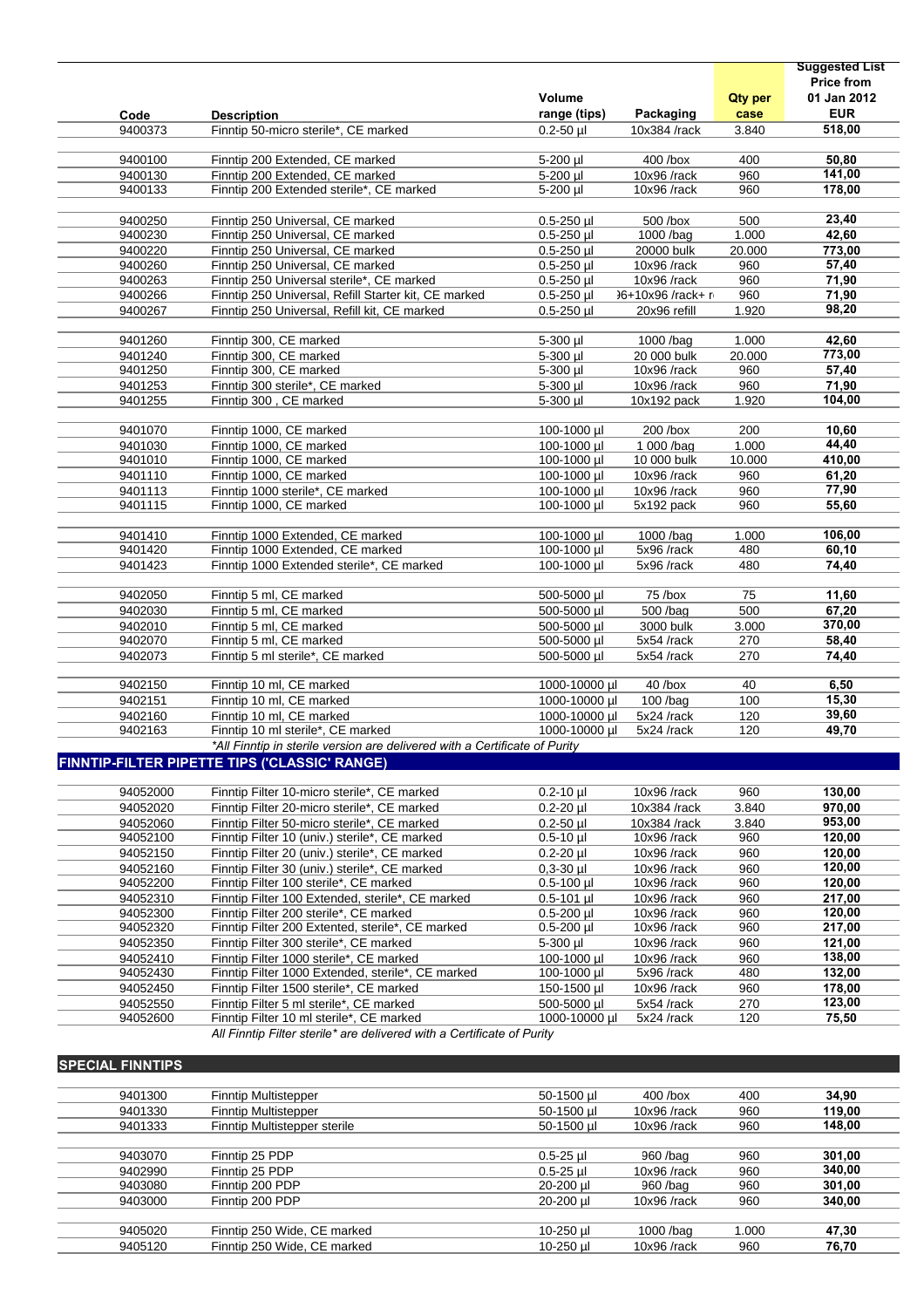| Code | Description | Volume range (tips) | Packaging | Qty per case | Suggested List Price from 01 Jan 2012 EUR |
|---|---|---|---|---|---|
| 9400373 | Finntip 50-micro sterile*, CE marked | 0.2-50 µl | 10x384 /rack | 3.840 | **518,00** |
| | | | | | |
| 9400100 | Finntip 200 Extended, CE marked | 5-200 µl | 400 /box | 400 | **50,80** |
| 9400130 | Finntip 200 Extended, CE marked | 5-200 µl | 10x96 /rack | 960 | **141,00** |
| 9400133 | Finntip 200 Extended sterile*, CE marked | 5-200 µl | 10x96 /rack | 960 | **178,00** |
| | | | | | |
| 9400250 | Finntip 250 Universal, CE marked | 0.5-250 µl | 500 /box | 500 | **23,40** |
| 9400230 | Finntip 250 Universal, CE marked | 0.5-250 µl | 1000 /bag | 1.000 | **42,60** |
| 9400220 | Finntip 250 Universal, CE marked | 0.5-250 µl | 20000 bulk | 20.000 | **773,00** |
| 9400260 | Finntip 250 Universal, CE marked | 0.5-250 µl | 10x96 /rack | 960 | **57,40** |
| 9400263 | Finntip 250 Universal sterile*, CE marked | 0.5-250 µl | 10x96 /rack | 960 | **71,90** |
| 9400266 | Finntip 250 Universal, Refill Starter kit, CE marked | 0.5-250 µl | )6+10x96 /rack+ r | 960 | **71,90** |
| 9400267 | Finntip 250 Universal, Refill kit, CE marked | 0.5-250 µl | 20x96 refill | 1.920 | **98,20** |
| | | | | | |
| 9401260 | Finntip 300, CE marked | 5-300 µl | 1000 /bag | 1.000 | **42,60** |
| 9401240 | Finntip 300, CE marked | 5-300 µl | 20 000 bulk | 20.000 | **773,00** |
| 9401250 | Finntip 300, CE marked | 5-300 µl | 10x96 /rack | 960 | **57,40** |
| 9401253 | Finntip 300 sterile*, CE marked | 5-300 µl | 10x96 /rack | 960 | **71,90** |
| 9401255 | Finntip 300 , CE marked | 5-300 µl | 10x192 pack | 1.920 | **104,00** |
| | | | | | |
| 9401070 | Finntip 1000, CE marked | 100-1000 µl | 200 /box | 200 | **10,60** |
| 9401030 | Finntip 1000, CE marked | 100-1000 µl | 1 000 /bag | 1.000 | **44,40** |
| 9401010 | Finntip 1000, CE marked | 100-1000 µl | 10 000 bulk | 10.000 | **410,00** |
| 9401110 | Finntip 1000, CE marked | 100-1000 µl | 10x96 /rack | 960 | **61,20** |
| 9401113 | Finntip 1000 sterile*, CE marked | 100-1000 µl | 10x96 /rack | 960 | **77,90** |
| 9401115 | Finntip 1000, CE marked | 100-1000 µl | 5x192 pack | 960 | **55,60** |
| | | | | | |
| 9401410 | Finntip 1000 Extended, CE marked | 100-1000 µl | 1000 /bag | 1.000 | **106,00** |
| 9401420 | Finntip 1000 Extended, CE marked | 100-1000 µl | 5x96 /rack | 480 | **60,10** |
| 9401423 | Finntip 1000 Extended sterile*, CE marked | 100-1000 µl | 5x96 /rack | 480 | **74,40** |
| | | | | | |
| 9402050 | Finntip 5 ml, CE marked | 500-5000 µl | 75 /box | 75 | **11,60** |
| 9402030 | Finntip 5 ml, CE marked | 500-5000 µl | 500 /bag | 500 | **67,20** |
| 9402010 | Finntip 5 ml, CE marked | 500-5000 µl | 3000 bulk | 3.000 | **370,00** |
| 9402070 | Finntip 5 ml, CE marked | 500-5000 µl | 5x54 /rack | 270 | **58,40** |
| 9402073 | Finntip 5 ml sterile*, CE marked | 500-5000 µl | 5x54 /rack | 270 | **74,40** |
| | | | | | |
| 9402150 | Finntip 10 ml, CE marked | 1000-10000 µl | 40 /box | 40 | **6,50** |
| 9402151 | Finntip 10 ml, CE marked | 1000-10000 µl | 100 /bag | 100 | **15,30** |
| 9402160 | Finntip 10 ml, CE marked | 1000-10000 µl | 5x24 /rack | 120 | **39,60** |
| 9402163 | Finntip 10 ml sterile*, CE marked | 1000-10000 µl | 5x24 /rack | 120 | **49,70** |

*\*All Finntip in sterile version are delivered with a Certificate of Purity*

## FINNTIP-FILTER PIPETTE TIPS ('CLASSIC' RANGE)

| Code | Description | Volume range (tips) | Packaging | Qty per case | EUR |
|---|---|---|---|---|---|
| 94052000 | Finntip Filter 10-micro sterile*, CE marked | 0.2-10 µl | 10x96 /rack | 960 | **130,00** |
| 94052020 | Finntip Filter 20-micro sterile*, CE marked | 0.2-20 µl | 10x384 /rack | 3.840 | **970,00** |
| 94052060 | Finntip Filter 50-micro sterile*, CE marked | 0.2-50 µl | 10x384 /rack | 3.840 | **953,00** |
| 94052100 | Finntip Filter 10 (univ.) sterile*, CE marked | 0.5-10 µl | 10x96 /rack | 960 | **120,00** |
| 94052150 | Finntip Filter 20 (univ.) sterile*, CE marked | 0.2-20 µl | 10x96 /rack | 960 | **120,00** |
| 94052160 | Finntip Filter 30 (univ.) sterile*, CE marked | 0,3-30 µl | 10x96 /rack | 960 | **120,00** |
| 94052200 | Finntip Filter 100 sterile*, CE marked | 0.5-100 µl | 10x96 /rack | 960 | **120,00** |
| 94052310 | Finntip Filter 100 Extended, sterile*, CE marked | 0.5-101 µl | 10x96 /rack | 960 | **217,00** |
| 94052300 | Finntip Filter 200 sterile*, CE marked | 0.5-200 µl | 10x96 /rack | 960 | **120,00** |
| 94052320 | Finntip Filter 200 Extented, sterile*, CE marked | 0.5-200 µl | 10x96 /rack | 960 | **217,00** |
| 94052350 | Finntip Filter 300 sterile*, CE marked | 5-300 µl | 10x96 /rack | 960 | **121,00** |
| 94052410 | Finntip Filter 1000 sterile*, CE marked | 100-1000 µl | 10x96 /rack | 960 | **138,00** |
| 94052430 | Finntip Filter 1000 Extended, sterile*, CE marked | 100-1000 µl | 5x96 /rack | 480 | **132,00** |
| 94052450 | Finntip Filter 1500 sterile*, CE marked | 150-1500 µl | 10x96 /rack | 960 | **178,00** |
| 94052550 | Finntip Filter 5 ml sterile*, CE marked | 500-5000 µl | 5x54 /rack | 270 | **123,00** |
| 94052600 | Finntip Filter 10 ml sterile*, CE marked | 1000-10000 µl | 5x24 /rack | 120 | **75,50** |

*All Finntip Filter sterile\* are delivered with a Certificate of Purity*

## SPECIAL FINNTIPS

| Code | Description | Volume range (tips) | Packaging | Qty per case | EUR |
|---|---|---|---|---|---|
| 9401300 | Finntip Multistepper | 50-1500 µl | 400 /box | 400 | **34,90** |
| 9401330 | Finntip Multistepper | 50-1500 µl | 10x96 /rack | 960 | **119,00** |
| 9401333 | Finntip Multistepper sterile | 50-1500 µl | 10x96 /rack | 960 | **148,00** |
| | | | | | |
| 9403070 | Finntip 25 PDP | 0.5-25 µl | 960 /bag | 960 | **301,00** |
| 9402990 | Finntip 25 PDP | 0.5-25 µl | 10x96 /rack | 960 | **340,00** |
| 9403080 | Finntip 200 PDP | 20-200 µl | 960 /bag | 960 | **301,00** |
| 9403000 | Finntip 200 PDP | 20-200 µl | 10x96 /rack | 960 | **340,00** |
| | | | | | |
| 9405020 | Finntip 250 Wide, CE marked | 10-250 µl | 1000 /bag | 1.000 | **47,30** |
| 9405120 | Finntip 250 Wide, CE marked | 10-250 µl | 10x96 /rack | 960 | **76,70** |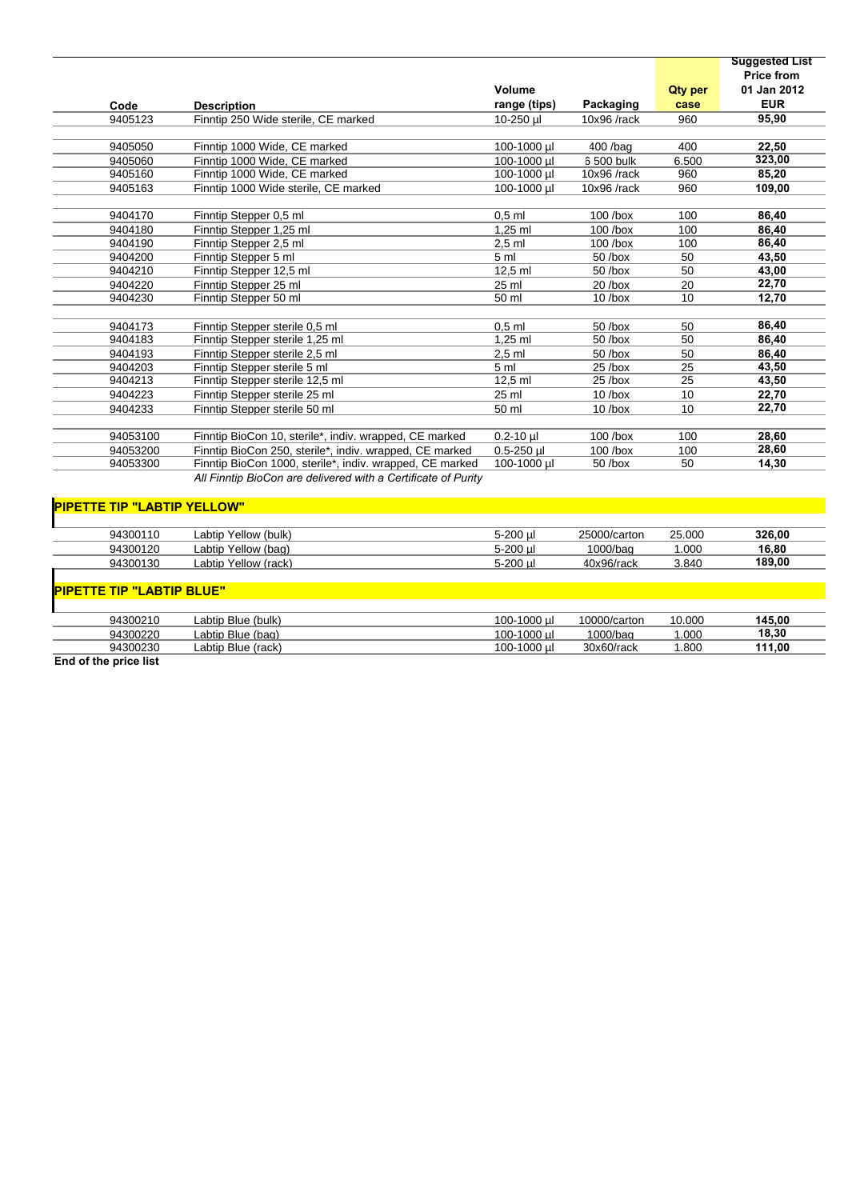| Code | Description | Volume range (tips) | Packaging | Qty per case | Suggested List Price from 01 Jan 2012 EUR |
|---|---|---|---|---|---|
| 9405123 | Finntip 250 Wide sterile, CE marked | 10-250 µl | 10x96 /rack | 960 | **95,90** |
| | | | | | |
| 9405050 | Finntip 1000 Wide, CE marked | 100-1000 µl | 400 /bag | 400 | **22,50** |
| 9405060 | Finntip 1000 Wide, CE marked | 100-1000 µl | 6 500 bulk | 6.500 | **323,00** |
| 9405160 | Finntip 1000 Wide, CE marked | 100-1000 µl | 10x96 /rack | 960 | **85,20** |
| 9405163 | Finntip 1000 Wide sterile, CE marked | 100-1000 µl | 10x96 /rack | 960 | **109,00** |
| | | | | | |
| 9404170 | Finntip Stepper 0,5 ml | 0,5 ml | 100 /box | 100 | **86,40** |
| 9404180 | Finntip Stepper 1,25 ml | 1,25 ml | 100 /box | 100 | **86,40** |
| 9404190 | Finntip Stepper 2,5 ml | 2,5 ml | 100 /box | 100 | **86,40** |
| 9404200 | Finntip Stepper 5 ml | 5 ml | 50 /box | 50 | **43,50** |
| 9404210 | Finntip Stepper 12,5 ml | 12,5 ml | 50 /box | 50 | **43,00** |
| 9404220 | Finntip Stepper 25 ml | 25 ml | 20 /box | 20 | **22,70** |
| 9404230 | Finntip Stepper 50 ml | 50 ml | 10 /box | 10 | **12,70** |
| | | | | | |
| 9404173 | Finntip Stepper sterile 0,5 ml | 0,5 ml | 50 /box | 50 | **86,40** |
| 9404183 | Finntip Stepper sterile 1,25 ml | 1,25 ml | 50 /box | 50 | **86,40** |
| 9404193 | Finntip Stepper sterile 2,5 ml | 2,5 ml | 50 /box | 50 | **86,40** |
| 9404203 | Finntip Stepper sterile 5 ml | 5 ml | 25 /box | 25 | **43,50** |
| 9404213 | Finntip Stepper sterile 12,5 ml | 12,5 ml | 25 /box | 25 | **43,50** |
| 9404223 | Finntip Stepper sterile 25 ml | 25 ml | 10 /box | 10 | **22,70** |
| 9404233 | Finntip Stepper sterile 50 ml | 50 ml | 10 /box | 10 | **22,70** |
| | | | | | |
| 94053100 | Finntip BioCon 10, sterile*, indiv. wrapped, CE marked | 0.2-10 µl | 100 /box | 100 | **28,60** |
| 94053200 | Finntip BioCon 250, sterile*, indiv. wrapped, CE marked | 0.5-250 µl | 100 /box | 100 | **28,60** |
| 94053300 | Finntip BioCon 1000, sterile*, indiv. wrapped, CE marked | 100-1000 µl | 50 /box | 50 | **14,30** |
| | *All Finntip BioCon are delivered with a Certificate of Purity* | | | | |

**PIPETTE TIP "LABTIP YELLOW"**

| | | | | | |
|---|---|---|---|---|---|
| 94300110 | Labtip Yellow (bulk) | 5-200 µl | 25000/carton | 25.000 | **326,00** |
| 94300120 | Labtip Yellow (bag) | 5-200 µl | 1000/bag | 1.000 | **16,80** |
| 94300130 | Labtip Yellow (rack) | 5-200 µl | 40x96/rack | 3.840 | **189,00** |

**PIPETTE TIP "LABTIP BLUE"**

| | | | | | |
|---|---|---|---|---|---|
| 94300210 | Labtip Blue (bulk) | 100-1000 µl | 10000/carton | 10.000 | **145,00** |
| 94300220 | Labtip Blue (bag) | 100-1000 µl | 1000/bag | 1.000 | **18,30** |
| 94300230 | Labtip Blue (rack) | 100-1000 µl | 30x60/rack | 1.800 | **111,00** |

**End of the price list**